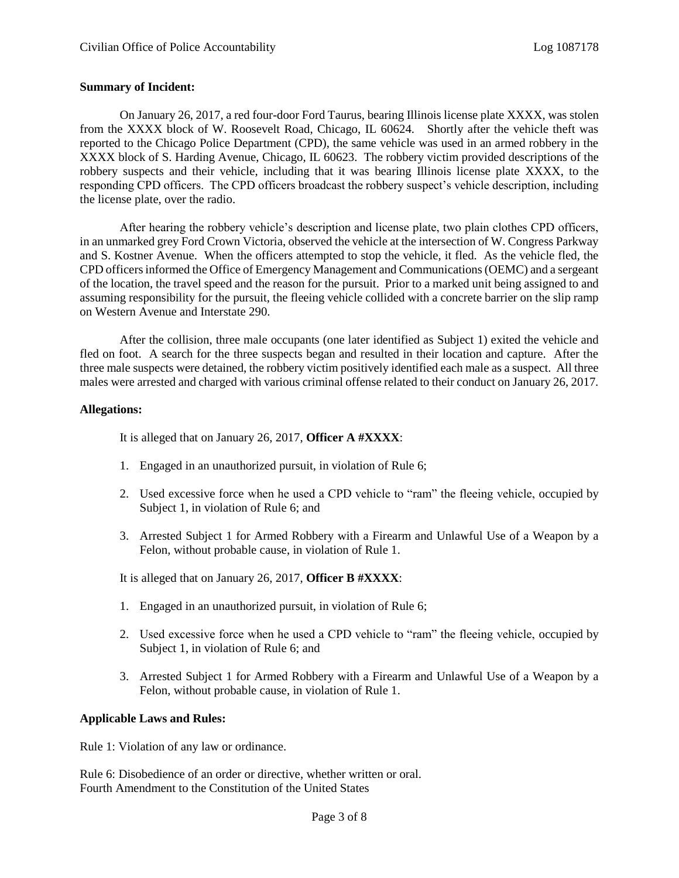**Summary of Incident:**

On January 26, 2017, a red four-door Ford Taurus, bearing Illinois license plate XXXX, was stolen from the XXXX block of W. Roosevelt Road, Chicago, IL 60624. Shortly after the vehicle theft was reported to the Chicago Police Department (CPD), the same vehicle was used in an armed robbery in the XXXX block of S. Harding Avenue, Chicago, IL 60623. The robbery victim provided descriptions of the robbery suspects and their vehicle, including that it was bearing Illinois license plate XXXX, to the responding CPD officers. The CPD officers broadcast the robbery suspect's vehicle description, including the license plate, over the radio.

After hearing the robbery vehicle's description and license plate, two plain clothes CPD officers, in an unmarked grey Ford Crown Victoria, observed the vehicle at the intersection of W. Congress Parkway and S. Kostner Avenue. When the officers attempted to stop the vehicle, it fled. As the vehicle fled, the CPD officers informed the Office of Emergency Management and Communications (OEMC) and a sergeant of the location, the travel speed and the reason for the pursuit. Prior to a marked unit being assigned to and assuming responsibility for the pursuit, the fleeing vehicle collided with a concrete barrier on the slip ramp on Western Avenue and Interstate 290.

After the collision, three male occupants (one later identified as Subject 1) exited the vehicle and fled on foot. A search for the three suspects began and resulted in their location and capture. After the three male suspects were detained, the robbery victim positively identified each male as a suspect. All three males were arrested and charged with various criminal offense related to their conduct on January 26, 2017.

**Allegations:**

It is alleged that on January 26, 2017, **Officer A #XXXX**:

1. Engaged in an unauthorized pursuit, in violation of Rule 6;
2. Used excessive force when he used a CPD vehicle to "ram" the fleeing vehicle, occupied by Subject 1, in violation of Rule 6; and
3. Arrested Subject 1 for Armed Robbery with a Firearm and Unlawful Use of a Weapon by a Felon, without probable cause, in violation of Rule 1.

It is alleged that on January 26, 2017, **Officer B #XXXX**:

1. Engaged in an unauthorized pursuit, in violation of Rule 6;
2. Used excessive force when he used a CPD vehicle to "ram" the fleeing vehicle, occupied by Subject 1, in violation of Rule 6; and
3. Arrested Subject 1 for Armed Robbery with a Firearm and Unlawful Use of a Weapon by a Felon, without probable cause, in violation of Rule 1.

**Applicable Laws and Rules:**

Rule 1: Violation of any law or ordinance.

Rule 6: Disobedience of an order or directive, whether written or oral.
Fourth Amendment to the Constitution of the United States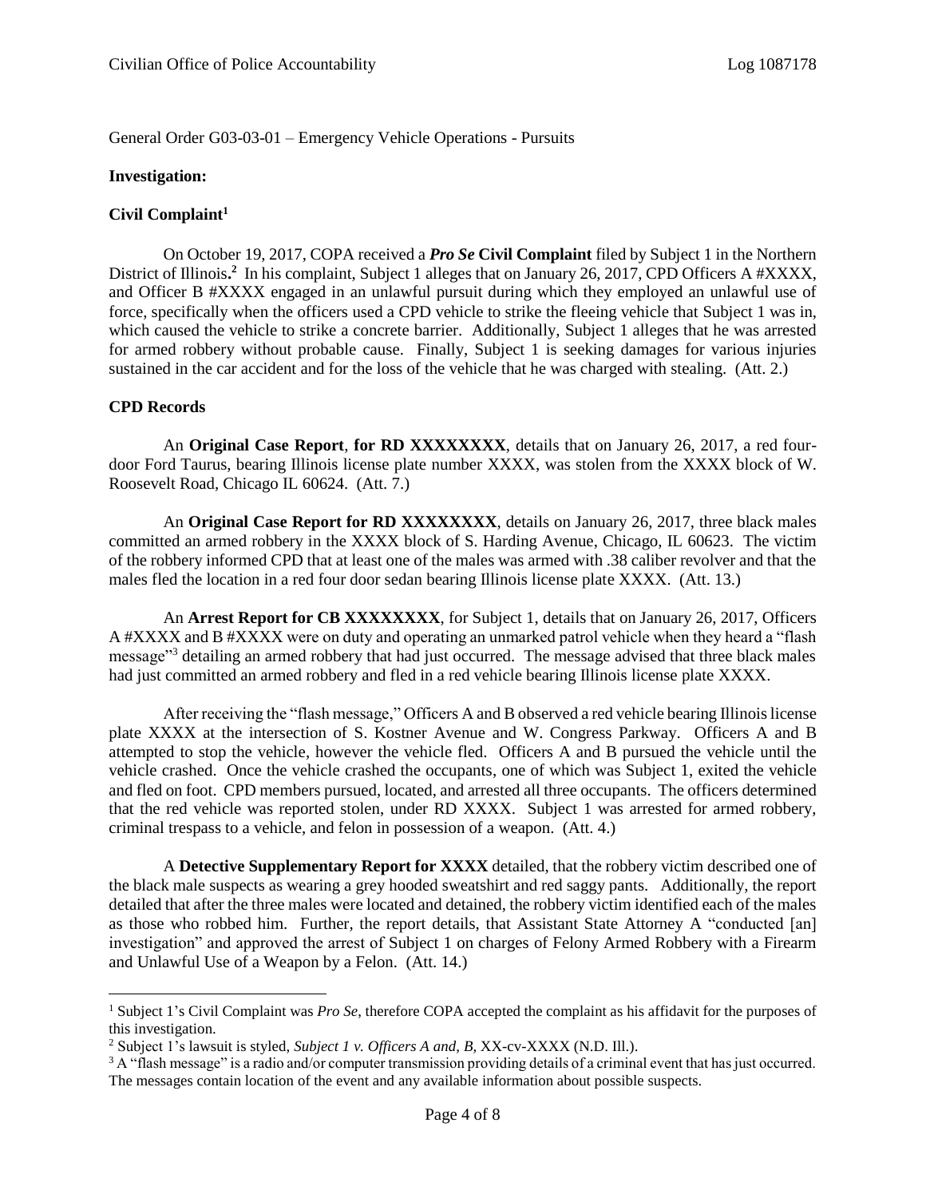General Order G03-03-01 – Emergency Vehicle Operations - Pursuits

**Investigation:**

**Civil Complaint**[1]

On October 19, 2017, COPA received a ***Pro Se* Civil Complaint** filed by Subject 1 in the Northern District of Illinois.[2] In his complaint, Subject 1 alleges that on January 26, 2017, CPD Officers A #XXXX, and Officer B #XXXX engaged in an unlawful pursuit during which they employed an unlawful use of force, specifically when the officers used a CPD vehicle to strike the fleeing vehicle that Subject 1 was in, which caused the vehicle to strike a concrete barrier. Additionally, Subject 1 alleges that he was arrested for armed robbery without probable cause. Finally, Subject 1 is seeking damages for various injuries sustained in the car accident and for the loss of the vehicle that he was charged with stealing. (Att. 2.)

**CPD Records**

An **Original Case Report**, **for RD XXXXXXXX**, details that on January 26, 2017, a red four-door Ford Taurus, bearing Illinois license plate number XXXX, was stolen from the XXXX block of W. Roosevelt Road, Chicago IL 60624. (Att. 7.)

An **Original Case Report for RD XXXXXXXX**, details on January 26, 2017, three black males committed an armed robbery in the XXXX block of S. Harding Avenue, Chicago, IL 60623. The victim of the robbery informed CPD that at least one of the males was armed with .38 caliber revolver and that the males fled the location in a red four door sedan bearing Illinois license plate XXXX. (Att. 13.)

An **Arrest Report for CB XXXXXXXX**, for Subject 1, details that on January 26, 2017, Officers A #XXXX and B #XXXX were on duty and operating an unmarked patrol vehicle when they heard a "flash message"[3] detailing an armed robbery that had just occurred. The message advised that three black males had just committed an armed robbery and fled in a red vehicle bearing Illinois license plate XXXX.

After receiving the "flash message," Officers A and B observed a red vehicle bearing Illinois license plate XXXX at the intersection of S. Kostner Avenue and W. Congress Parkway. Officers A and B attempted to stop the vehicle, however the vehicle fled. Officers A and B pursued the vehicle until the vehicle crashed. Once the vehicle crashed the occupants, one of which was Subject 1, exited the vehicle and fled on foot. CPD members pursued, located, and arrested all three occupants. The officers determined that the red vehicle was reported stolen, under RD XXXX. Subject 1 was arrested for armed robbery, criminal trespass to a vehicle, and felon in possession of a weapon. (Att. 4.)

A **Detective Supplementary Report for XXXX** detailed, that the robbery victim described one of the black male suspects as wearing a grey hooded sweatshirt and red saggy pants. Additionally, the report detailed that after the three males were located and detained, the robbery victim identified each of the males as those who robbed him. Further, the report details, that Assistant State Attorney A "conducted [an] investigation" and approved the arrest of Subject 1 on charges of Felony Armed Robbery with a Firearm and Unlawful Use of a Weapon by a Felon. (Att. 14.)

---

[1] Subject 1's Civil Complaint was *Pro Se*, therefore COPA accepted the complaint as his affidavit for the purposes of this investigation.

[2] Subject 1's lawsuit is styled, *Subject 1 v. Officers A and, B*, XX-cv-XXXX (N.D. Ill.).

[3] A "flash message" is a radio and/or computer transmission providing details of a criminal event that has just occurred. The messages contain location of the event and any available information about possible suspects.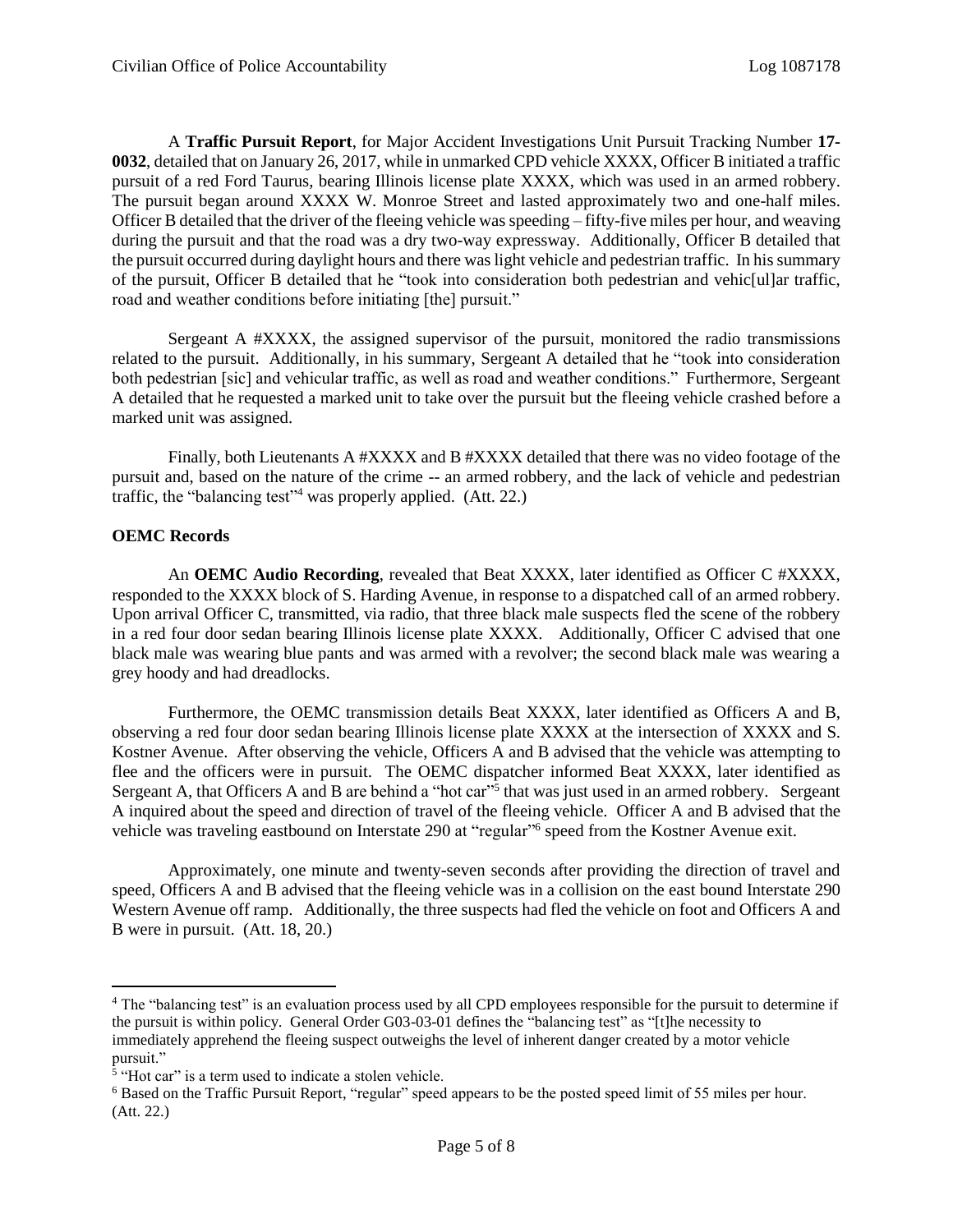A **Traffic Pursuit Report**, for Major Accident Investigations Unit Pursuit Tracking Number **17-0032**, detailed that on January 26, 2017, while in unmarked CPD vehicle XXXX, Officer B initiated a traffic pursuit of a red Ford Taurus, bearing Illinois license plate XXXX, which was used in an armed robbery. The pursuit began around XXXX W. Monroe Street and lasted approximately two and one-half miles. Officer B detailed that the driver of the fleeing vehicle was speeding – fifty-five miles per hour, and weaving during the pursuit and that the road was a dry two-way expressway. Additionally, Officer B detailed that the pursuit occurred during daylight hours and there was light vehicle and pedestrian traffic. In his summary of the pursuit, Officer B detailed that he "took into consideration both pedestrian and vehic[ul]ar traffic, road and weather conditions before initiating [the] pursuit."

Sergeant A #XXXX, the assigned supervisor of the pursuit, monitored the radio transmissions related to the pursuit. Additionally, in his summary, Sergeant A detailed that he "took into consideration both pedestrian [sic] and vehicular traffic, as well as road and weather conditions." Furthermore, Sergeant A detailed that he requested a marked unit to take over the pursuit but the fleeing vehicle crashed before a marked unit was assigned.

Finally, both Lieutenants A #XXXX and B #XXXX detailed that there was no video footage of the pursuit and, based on the nature of the crime -- an armed robbery, and the lack of vehicle and pedestrian traffic, the "balancing test"[4] was properly applied. (Att. 22.)

**OEMC Records**

An **OEMC Audio Recording**, revealed that Beat XXXX, later identified as Officer C #XXXX, responded to the XXXX block of S. Harding Avenue, in response to a dispatched call of an armed robbery. Upon arrival Officer C, transmitted, via radio, that three black male suspects fled the scene of the robbery in a red four door sedan bearing Illinois license plate XXXX. Additionally, Officer C advised that one black male was wearing blue pants and was armed with a revolver; the second black male was wearing a grey hoody and had dreadlocks.

Furthermore, the OEMC transmission details Beat XXXX, later identified as Officers A and B, observing a red four door sedan bearing Illinois license plate XXXX at the intersection of XXXX and S. Kostner Avenue. After observing the vehicle, Officers A and B advised that the vehicle was attempting to flee and the officers were in pursuit. The OEMC dispatcher informed Beat XXXX, later identified as Sergeant A, that Officers A and B are behind a "hot car"[5] that was just used in an armed robbery. Sergeant A inquired about the speed and direction of travel of the fleeing vehicle. Officer A and B advised that the vehicle was traveling eastbound on Interstate 290 at "regular"[6] speed from the Kostner Avenue exit.

Approximately, one minute and twenty-seven seconds after providing the direction of travel and speed, Officers A and B advised that the fleeing vehicle was in a collision on the east bound Interstate 290 Western Avenue off ramp. Additionally, the three suspects had fled the vehicle on foot and Officers A and B were in pursuit. (Att. 18, 20.)

---

[4] The "balancing test" is an evaluation process used by all CPD employees responsible for the pursuit to determine if the pursuit is within policy. General Order G03-03-01 defines the "balancing test" as "[t]he necessity to immediately apprehend the fleeing suspect outweighs the level of inherent danger created by a motor vehicle pursuit."

[5] "Hot car" is a term used to indicate a stolen vehicle.

[6] Based on the Traffic Pursuit Report, "regular" speed appears to be the posted speed limit of 55 miles per hour. (Att. 22.)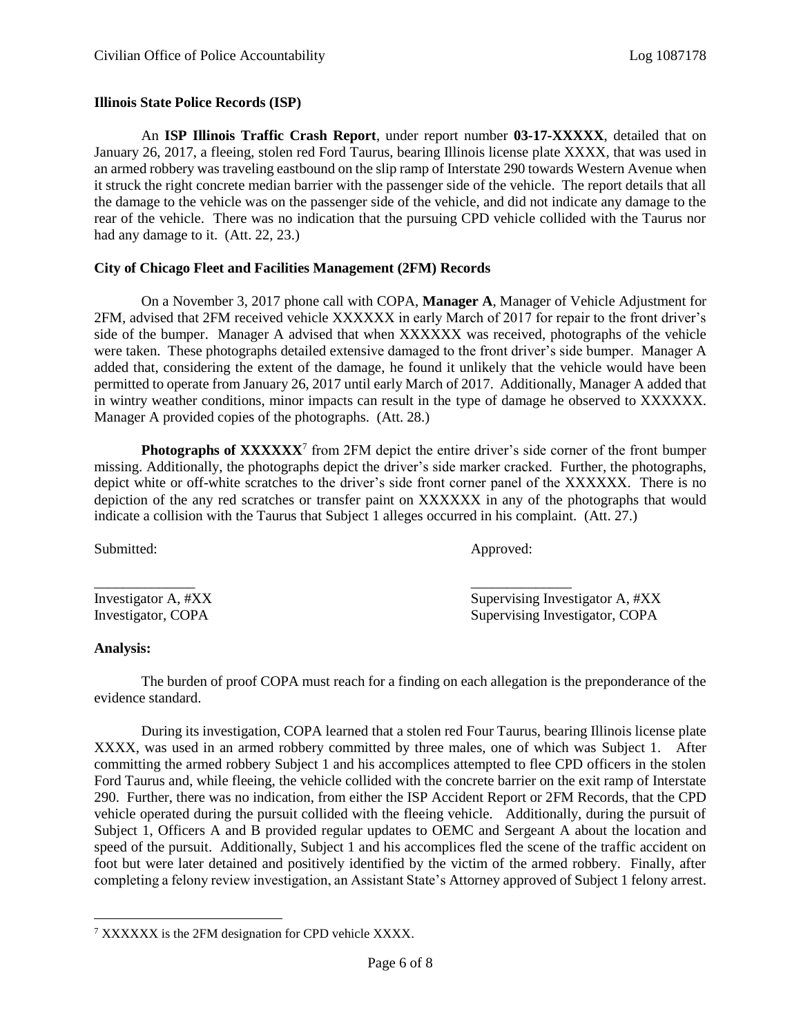**Illinois State Police Records (ISP)**

An **ISP Illinois Traffic Crash Report**, under report number **03-17-XXXXX**, detailed that on January 26, 2017, a fleeing, stolen red Ford Taurus, bearing Illinois license plate XXXX, that was used in an armed robbery was traveling eastbound on the slip ramp of Interstate 290 towards Western Avenue when it struck the right concrete median barrier with the passenger side of the vehicle. The report details that all the damage to the vehicle was on the passenger side of the vehicle, and did not indicate any damage to the rear of the vehicle. There was no indication that the pursuing CPD vehicle collided with the Taurus nor had any damage to it. (Att. 22, 23.)

**City of Chicago Fleet and Facilities Management (2FM) Records**

On a November 3, 2017 phone call with COPA, **Manager A**, Manager of Vehicle Adjustment for 2FM, advised that 2FM received vehicle XXXXXX in early March of 2017 for repair to the front driver's side of the bumper. Manager A advised that when XXXXXX was received, photographs of the vehicle were taken. These photographs detailed extensive damaged to the front driver's side bumper. Manager A added that, considering the extent of the damage, he found it unlikely that the vehicle would have been permitted to operate from January 26, 2017 until early March of 2017. Additionally, Manager A added that in wintry weather conditions, minor impacts can result in the type of damage he observed to XXXXXX. Manager A provided copies of the photographs. (Att. 28.)

**Photographs of XXXXXX**[7] from 2FM depict the entire driver's side corner of the front bumper missing. Additionally, the photographs depict the driver's side marker cracked. Further, the photographs, depict white or off-white scratches to the driver's side front corner panel of the XXXXXX. There is no depiction of the any red scratches or transfer paint on XXXXXX in any of the photographs that would indicate a collision with the Taurus that Subject 1 alleges occurred in his complaint. (Att. 27.)

Submitted: Approved:

______________ ______________

Investigator A, #XX
Investigator, COPA

Supervising Investigator A, #XX
Supervising Investigator, COPA

**Analysis:**

The burden of proof COPA must reach for a finding on each allegation is the preponderance of the evidence standard.

During its investigation, COPA learned that a stolen red Four Taurus, bearing Illinois license plate XXXX, was used in an armed robbery committed by three males, one of which was Subject 1. After committing the armed robbery Subject 1 and his accomplices attempted to flee CPD officers in the stolen Ford Taurus and, while fleeing, the vehicle collided with the concrete barrier on the exit ramp of Interstate 290. Further, there was no indication, from either the ISP Accident Report or 2FM Records, that the CPD vehicle operated during the pursuit collided with the fleeing vehicle. Additionally, during the pursuit of Subject 1, Officers A and B provided regular updates to OEMC and Sergeant A about the location and speed of the pursuit. Additionally, Subject 1 and his accomplices fled the scene of the traffic accident on foot but were later detained and positively identified by the victim of the armed robbery. Finally, after completing a felony review investigation, an Assistant State's Attorney approved of Subject 1 felony arrest.

---

[7] XXXXXX is the 2FM designation for CPD vehicle XXXX.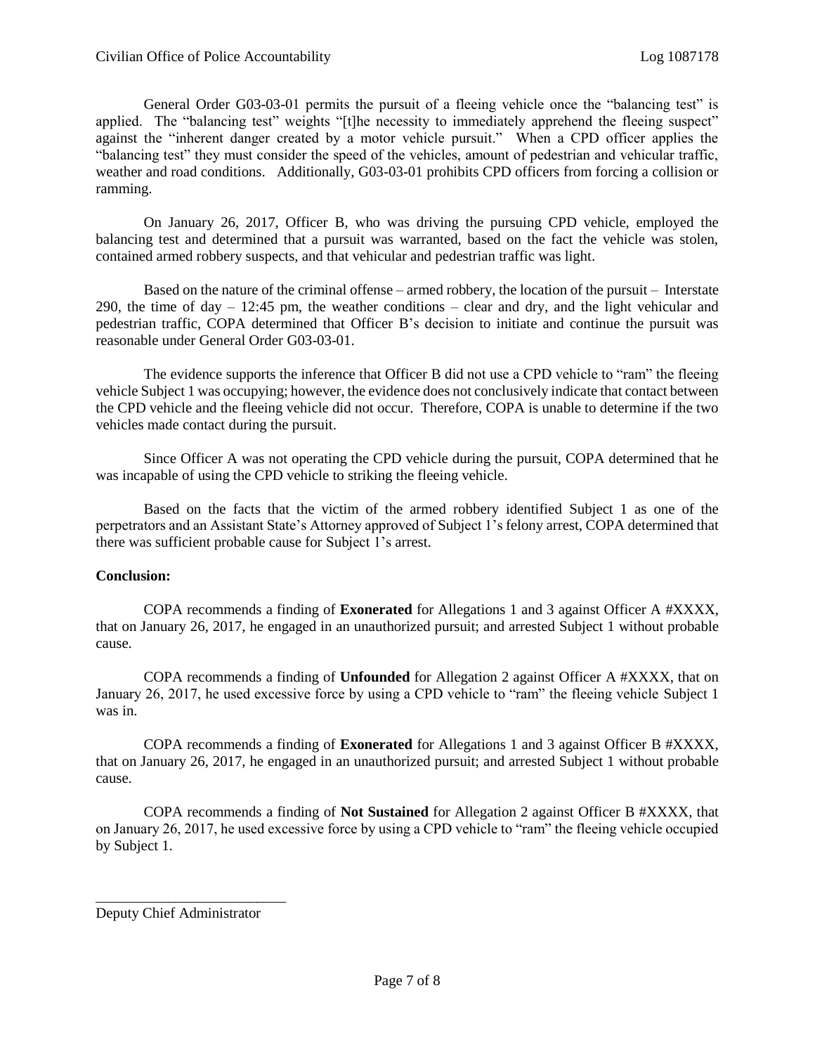General Order G03-03-01 permits the pursuit of a fleeing vehicle once the "balancing test" is applied. The "balancing test" weights "[t]he necessity to immediately apprehend the fleeing suspect" against the "inherent danger created by a motor vehicle pursuit." When a CPD officer applies the "balancing test" they must consider the speed of the vehicles, amount of pedestrian and vehicular traffic, weather and road conditions. Additionally, G03-03-01 prohibits CPD officers from forcing a collision or ramming.

On January 26, 2017, Officer B, who was driving the pursuing CPD vehicle, employed the balancing test and determined that a pursuit was warranted, based on the fact the vehicle was stolen, contained armed robbery suspects, and that vehicular and pedestrian traffic was light.

Based on the nature of the criminal offense – armed robbery, the location of the pursuit – Interstate 290, the time of day – 12:45 pm, the weather conditions – clear and dry, and the light vehicular and pedestrian traffic, COPA determined that Officer B's decision to initiate and continue the pursuit was reasonable under General Order G03-03-01.

The evidence supports the inference that Officer B did not use a CPD vehicle to "ram" the fleeing vehicle Subject 1 was occupying; however, the evidence does not conclusively indicate that contact between the CPD vehicle and the fleeing vehicle did not occur. Therefore, COPA is unable to determine if the two vehicles made contact during the pursuit.

Since Officer A was not operating the CPD vehicle during the pursuit, COPA determined that he was incapable of using the CPD vehicle to striking the fleeing vehicle.

Based on the facts that the victim of the armed robbery identified Subject 1 as one of the perpetrators and an Assistant State's Attorney approved of Subject 1's felony arrest, COPA determined that there was sufficient probable cause for Subject 1's arrest.

**Conclusion:**

COPA recommends a finding of **Exonerated** for Allegations 1 and 3 against Officer A #XXXX, that on January 26, 2017, he engaged in an unauthorized pursuit; and arrested Subject 1 without probable cause.

COPA recommends a finding of **Unfounded** for Allegation 2 against Officer A #XXXX, that on January 26, 2017, he used excessive force by using a CPD vehicle to "ram" the fleeing vehicle Subject 1 was in.

COPA recommends a finding of **Exonerated** for Allegations 1 and 3 against Officer B #XXXX, that on January 26, 2017, he engaged in an unauthorized pursuit; and arrested Subject 1 without probable cause.

COPA recommends a finding of **Not Sustained** for Allegation 2 against Officer B #XXXX, that on January 26, 2017, he used excessive force by using a CPD vehicle to "ram" the fleeing vehicle occupied by Subject 1.

\_\_\_\_\_\_\_\_\_\_\_\_\_\_\_\_\_\_\_\_\_\_\_\_\_\_

Deputy Chief Administrator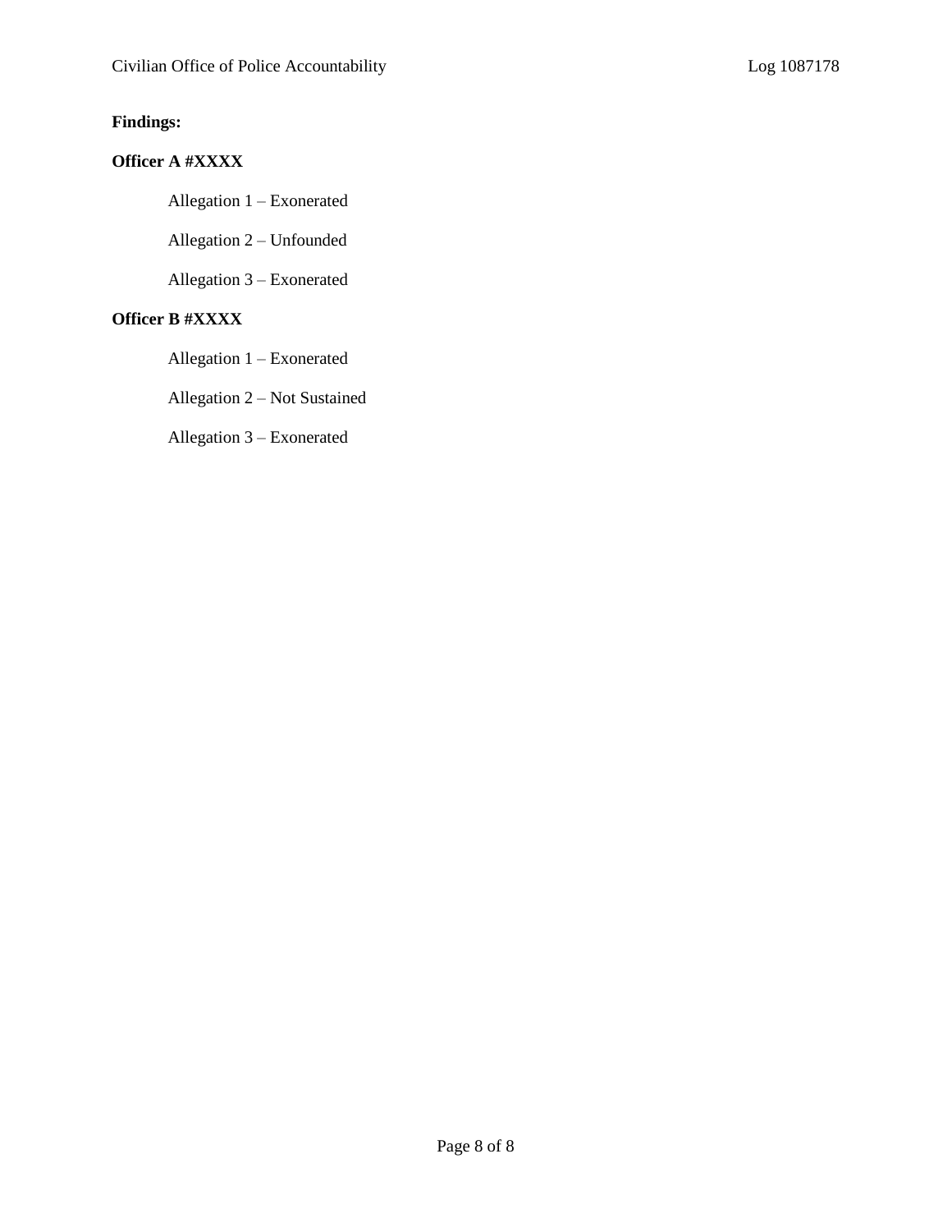**Findings:**

**Officer A #XXXX**

Allegation 1 – Exonerated

Allegation 2 – Unfounded

Allegation 3 – Exonerated

**Officer B #XXXX**

Allegation 1 – Exonerated

Allegation 2 – Not Sustained

Allegation 3 – Exonerated